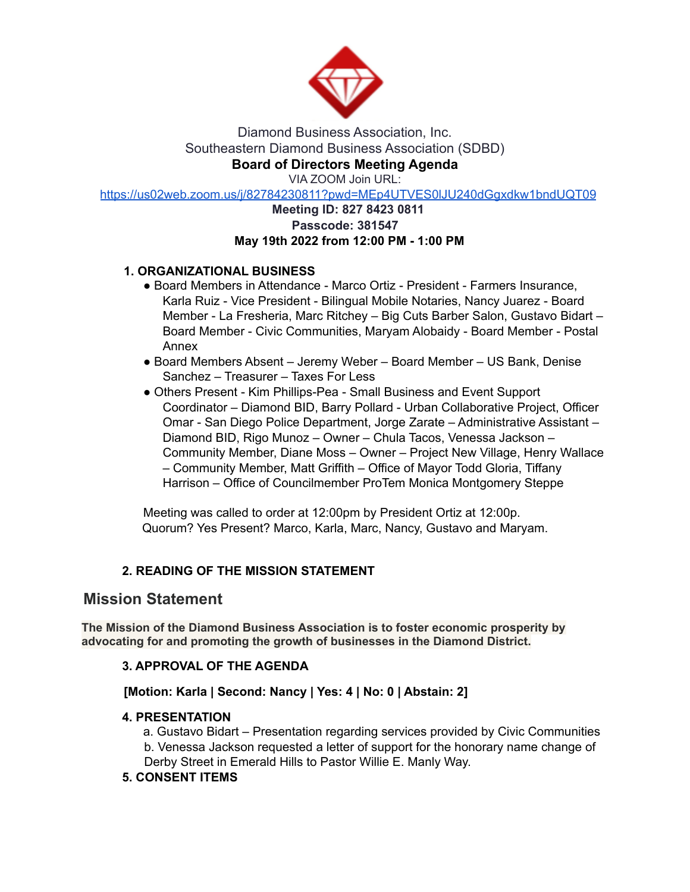Diamond Business Association, Inc.
Southeastern Diamond Business Association (SDBD)

**Board of Directors Meeting Agenda**

VIA ZOOM Join URL:
https://us02web.zoom.us/j/82784230811?pwd=MEp4UTVES0lJU240dGgxdkw1bndUQT09

**Meeting ID: 827 8423 0811**

**Passcode: 381547**

**May 19th 2022 from 12:00 PM - 1:00 PM**

### 1. ORGANIZATIONAL BUSINESS

- Board Members in Attendance - Marco Ortiz - President - Farmers Insurance, Karla Ruiz - Vice President - Bilingual Mobile Notaries, Nancy Juarez - Board Member - La Fresheria, Marc Ritchey – Big Cuts Barber Salon, Gustavo Bidart – Board Member - Civic Communities, Maryam Alobaidy - Board Member - Postal Annex
- Board Members Absent – Jeremy Weber – Board Member – US Bank, Denise Sanchez – Treasurer – Taxes For Less
- Others Present - Kim Phillips-Pea - Small Business and Event Support Coordinator – Diamond BID, Barry Pollard - Urban Collaborative Project, Officer Omar - San Diego Police Department, Jorge Zarate – Administrative Assistant – Diamond BID, Rigo Munoz – Owner – Chula Tacos, Venessa Jackson – Community Member, Diane Moss – Owner – Project New Village, Henry Wallace – Community Member, Matt Griffith – Office of Mayor Todd Gloria, Tiffany Harrison – Office of Councilmember ProTem Monica Montgomery Steppe

Meeting was called to order at 12:00pm by President Ortiz at 12:00p.
Quorum? Yes Present? Marco, Karla, Marc, Nancy, Gustavo and Maryam.

### 2. READING OF THE MISSION STATEMENT

## Mission Statement

**The Mission of the Diamond Business Association is to foster economic prosperity by advocating for and promoting the growth of businesses in the Diamond District.**

### 3. APPROVAL OF THE AGENDA

**[Motion: Karla | Second: Nancy | Yes: 4 | No: 0 | Abstain: 2]**

### 4. PRESENTATION

a. Gustavo Bidart – Presentation regarding services provided by Civic Communities
b. Venessa Jackson requested a letter of support for the honorary name change of Derby Street in Emerald Hills to Pastor Willie E. Manly Way.

### 5. CONSENT ITEMS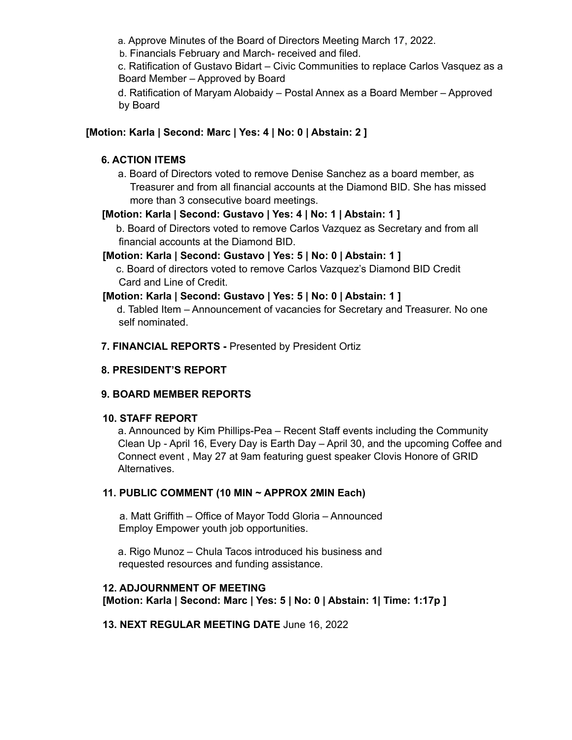a. Approve Minutes of the Board of Directors Meeting March 17, 2022.

b. Financials February and March- received and filed.

c. Ratification of Gustavo Bidart – Civic Communities to replace Carlos Vasquez as a Board Member – Approved by Board

d. Ratification of Maryam Alobaidy – Postal Annex as a Board Member – Approved by Board

**[Motion: Karla | Second: Marc | Yes: 4 | No: 0 | Abstain: 2 ]**

**6. ACTION ITEMS**

a. Board of Directors voted to remove Denise Sanchez as a board member, as Treasurer and from all financial accounts at the Diamond BID. She has missed more than 3 consecutive board meetings.

**[Motion: Karla | Second: Gustavo | Yes: 4 | No: 1 | Abstain: 1 ]**

b. Board of Directors voted to remove Carlos Vazquez as Secretary and from all financial accounts at the Diamond BID.

**[Motion: Karla | Second: Gustavo | Yes: 5 | No: 0 | Abstain: 1 ]**

c. Board of directors voted to remove Carlos Vazquez's Diamond BID Credit Card and Line of Credit.

**[Motion: Karla | Second: Gustavo | Yes: 5 | No: 0 | Abstain: 1 ]**

d. Tabled Item – Announcement of vacancies for Secretary and Treasurer. No one self nominated.

**7. FINANCIAL REPORTS -** Presented by President Ortiz

**8. PRESIDENT'S REPORT**

**9. BOARD MEMBER REPORTS**

**10. STAFF REPORT**

a. Announced by Kim Phillips-Pea – Recent Staff events including the Community Clean Up - April 16, Every Day is Earth Day – April 30, and the upcoming Coffee and Connect event , May 27 at 9am featuring guest speaker Clovis Honore of GRID Alternatives.

**11. PUBLIC COMMENT (10 MIN ~ APPROX 2MIN Each)**

a. Matt Griffith – Office of Mayor Todd Gloria – Announced Employ Empower youth job opportunities.

a. Rigo Munoz – Chula Tacos introduced his business and requested resources and funding assistance.

**12. ADJOURNMENT OF MEETING**
**[Motion: Karla | Second: Marc | Yes: 5 | No: 0 | Abstain: 1| Time: 1:17p ]**

**13. NEXT REGULAR MEETING DATE** June 16, 2022